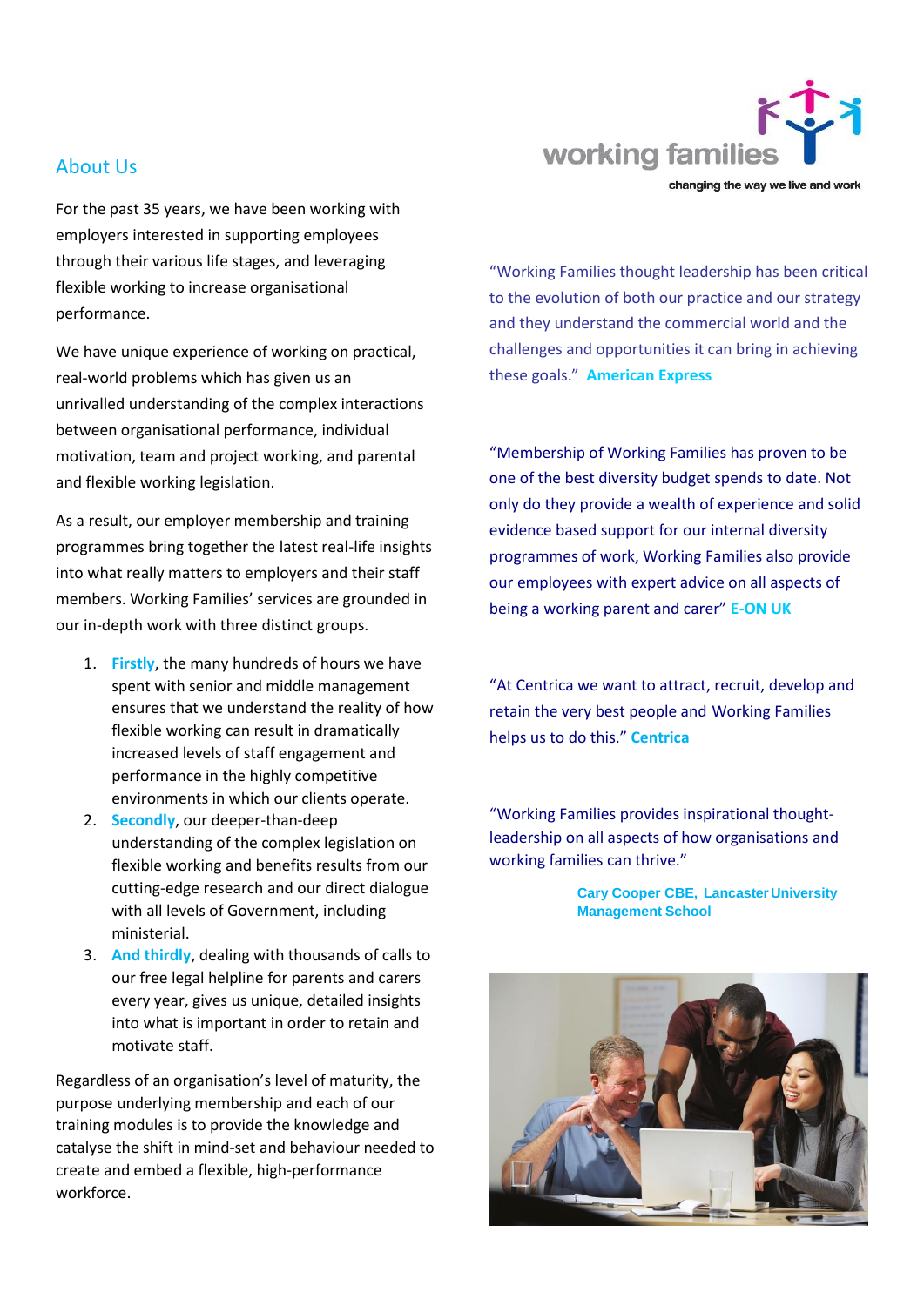## About Us

For the past 35 years, we have been working with employers interested in supporting employees through their various life stages, and leveraging flexible working to increase organisational performance.

We have unique experience of working on practical, real-world problems which has given us an unrivalled understanding of the complex interactions between organisational performance, individual motivation, team and project working, and parental and flexible working legislation.

As a result, our employer membership and training programmes bring together the latest real-life insights into what really matters to employers and their staff members. Working Families' services are grounded in our in-depth work with three distinct groups.

1. **Firstly**, the many hundreds of hours we have spent with senior and middle management ensures that we understand the reality of how flexible working can result in dramatically increased levels of staff engagement and performance in the highly competitive environments in which our clients operate.
2. **Secondly**, our deeper-than-deep understanding of the complex legislation on flexible working and benefits results from our cutting-edge research and our direct dialogue with all levels of Government, including ministerial.
3. **And thirdly**, dealing with thousands of calls to our free legal helpline for parents and carers every year, gives us unique, detailed insights into what is important in order to retain and motivate staff.

Regardless of an organisation's level of maturity, the purpose underlying membership and each of our training modules is to provide the knowledge and catalyse the shift in mind-set and behaviour needed to create and embed a flexible, high-performance workforce.

working families
changing the way we live and work

"Working Families thought leadership has been critical to the evolution of both our practice and our strategy and they understand the commercial world and the challenges and opportunities it can bring in achieving these goals." **American Express**

"Membership of Working Families has proven to be one of the best diversity budget spends to date. Not only do they provide a wealth of experience and solid evidence based support for our internal diversity programmes of work, Working Families also provide our employees with expert advice on all aspects of being a working parent and carer" **E-ON UK**

"At Centrica we want to attract, recruit, develop and retain the very best people and Working Families helps us to do this." **Centrica**

"Working Families provides inspirational thought-leadership on all aspects of how organisations and working families can thrive."

**Cary Cooper CBE, Lancaster University Management School**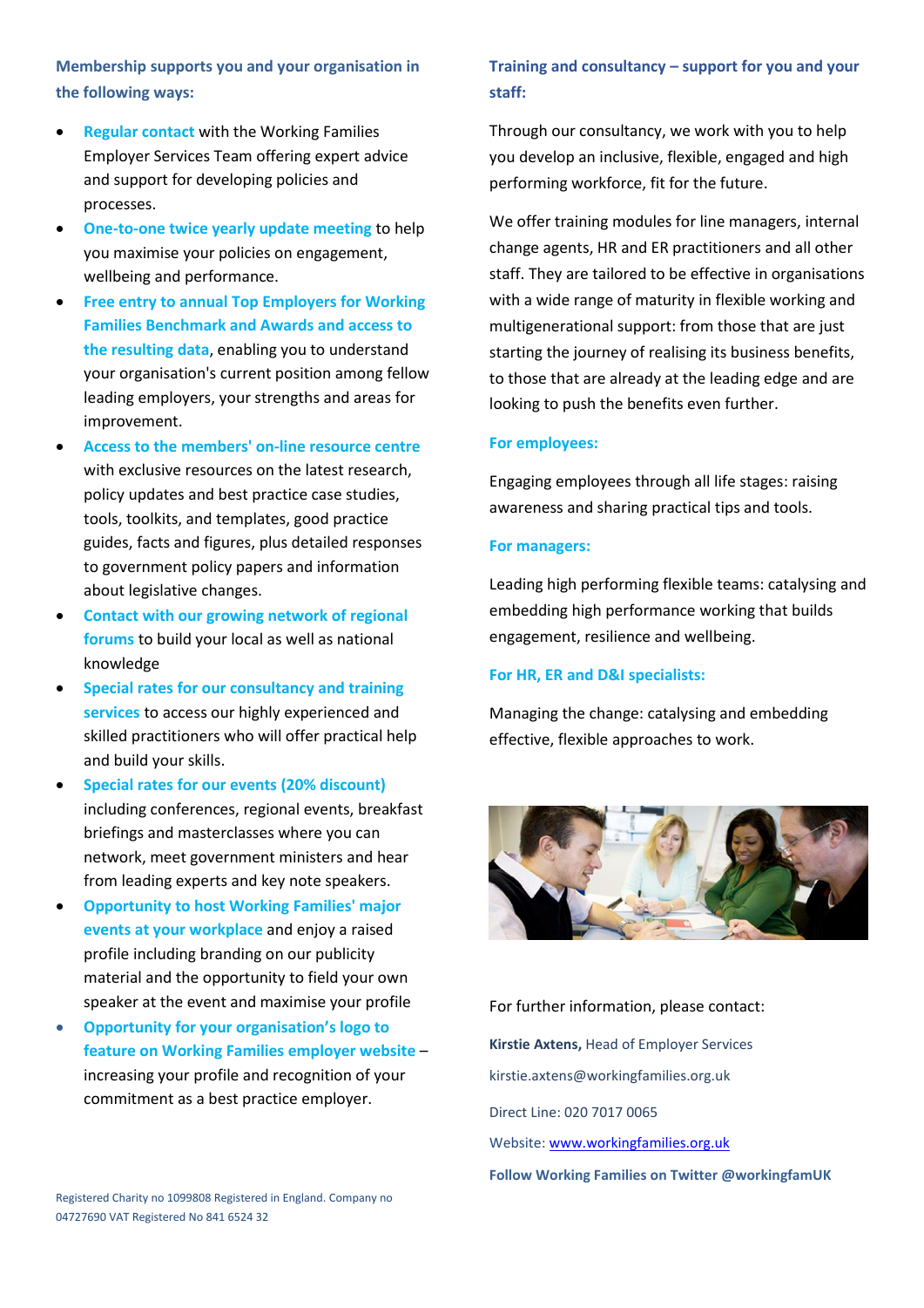## Membership supports you and your organisation in the following ways:

- **Regular contact** with the Working Families Employer Services Team offering expert advice and support for developing policies and processes.
- **One-to-one twice yearly update meeting** to help you maximise your policies on engagement, wellbeing and performance.
- **Free entry to annual Top Employers for Working Families Benchmark and Awards and access to the resulting data**, enabling you to understand your organisation's current position among fellow leading employers, your strengths and areas for improvement.
- **Access to the members' on-line resource centre** with exclusive resources on the latest research, policy updates and best practice case studies, tools, toolkits, and templates, good practice guides, facts and figures, plus detailed responses to government policy papers and information about legislative changes.
- **Contact with our growing network of regional forums** to build your local as well as national knowledge
- **Special rates for our consultancy and training services** to access our highly experienced and skilled practitioners who will offer practical help and build your skills.
- **Special rates for our events (20% discount)** including conferences, regional events, breakfast briefings and masterclasses where you can network, meet government ministers and hear from leading experts and key note speakers.
- **Opportunity to host Working Families' major events at your workplace** and enjoy a raised profile including branding on our publicity material and the opportunity to field your own speaker at the event and maximise your profile
- **Opportunity for your organisation's logo to feature on Working Families employer website** – increasing your profile and recognition of your commitment as a best practice employer.

## Training and consultancy – support for you and your staff:

Through our consultancy, we work with you to help you develop an inclusive, flexible, engaged and high performing workforce, fit for the future.

We offer training modules for line managers, internal change agents, HR and ER practitioners and all other staff. They are tailored to be effective in organisations with a wide range of maturity in flexible working and multigenerational support: from those that are just starting the journey of realising its business benefits, to those that are already at the leading edge and are looking to push the benefits even further.

### For employees:

Engaging employees through all life stages: raising awareness and sharing practical tips and tools.

### For managers:

Leading high performing flexible teams: catalysing and embedding high performance working that builds engagement, resilience and wellbeing.

### For HR, ER and D&I specialists:

Managing the change: catalysing and embedding effective, flexible approaches to work.

For further information, please contact:

**Kirstie Axtens,** Head of Employer Services

kirstie.axtens@workingfamilies.org.uk

Direct Line: 020 7017 0065

Website: www.workingfamilies.org.uk

**Follow Working Families on Twitter @workingfamUK**

Registered Charity no 1099808 Registered in England. Company no 04727690 VAT Registered No 841 6524 32